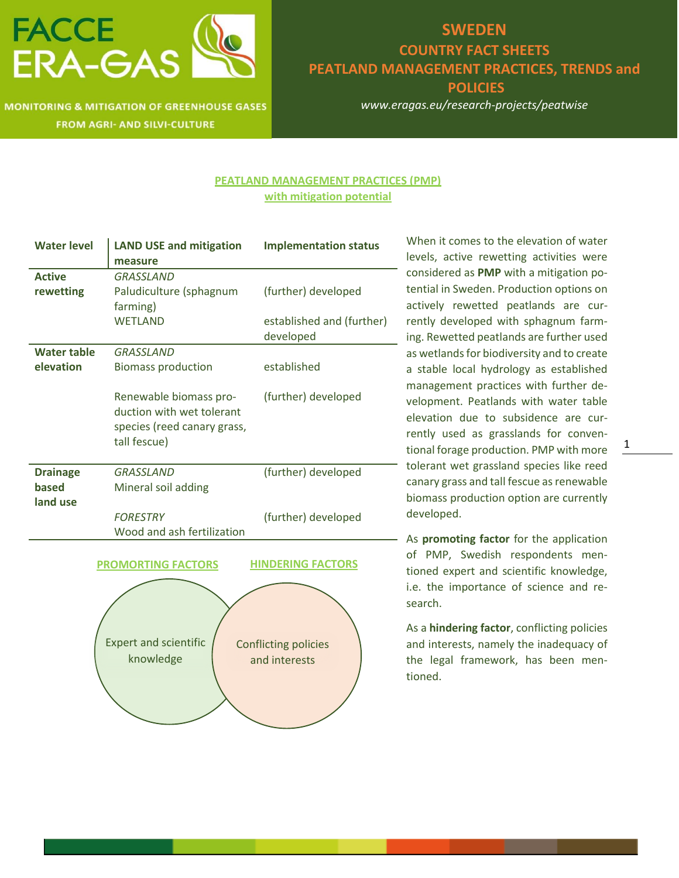FACCE ERA-GAS

MONITORING & MITIGATION OF GREENHOUSE GASES FROM AGRI- AND SILVI-CULTURE

# SWEDEN
## COUNTRY FACT SHEETS
## PEATLAND MANAGEMENT PRACTICES, TRENDS and POLICIES

*www.eragas.eu/research-projects/peatwise*

### PEATLAND MANAGEMENT PRACTICES (PMP) with mitigation potential

| Water level | LAND USE and mitigation measure | Implementation status |
| --- | --- | --- |
| **Active rewetting** | *GRASSLAND* | |
| | Paludiculture (sphagnum farming) | (further) developed |
| | WETLAND | established and (further) developed |
| **Water table elevation** | *GRASSLAND* | |
| | Biomass production | established |
| | Renewable biomass production with wet tolerant species (reed canary grass, tall fescue) | (further) developed |
| **Drainage based land use** | *GRASSLAND* | |
| | Mineral soil adding | (further) developed |
| | *FORESTRY* | |
| | Wood and ash fertilization | (further) developed |

**PROMORTING FACTORS**: Expert and scientific knowledge

**HINDERING FACTORS**: Conflicting policies and interests

When it comes to the elevation of water levels, active rewetting activities were considered as **PMP** with a mitigation potential in Sweden. Production options on actively rewetted peatlands are currently developed with sphagnum farming. Rewetted peatlands are further used as wetlands for biodiversity and to create a stable local hydrology as established management practices with further development. Peatlands with water table elevation due to subsidence are currently used as grasslands for conventional forage production. PMP with more tolerant wet grassland species like reed canary grass and tall fescue as renewable biomass production option are currently developed.

As **promoting factor** for the application of PMP, Swedish respondents mentioned expert and scientific knowledge, i.e. the importance of science and research.

As a **hindering factor**, conflicting policies and interests, namely the inadequacy of the legal framework, has been mentioned.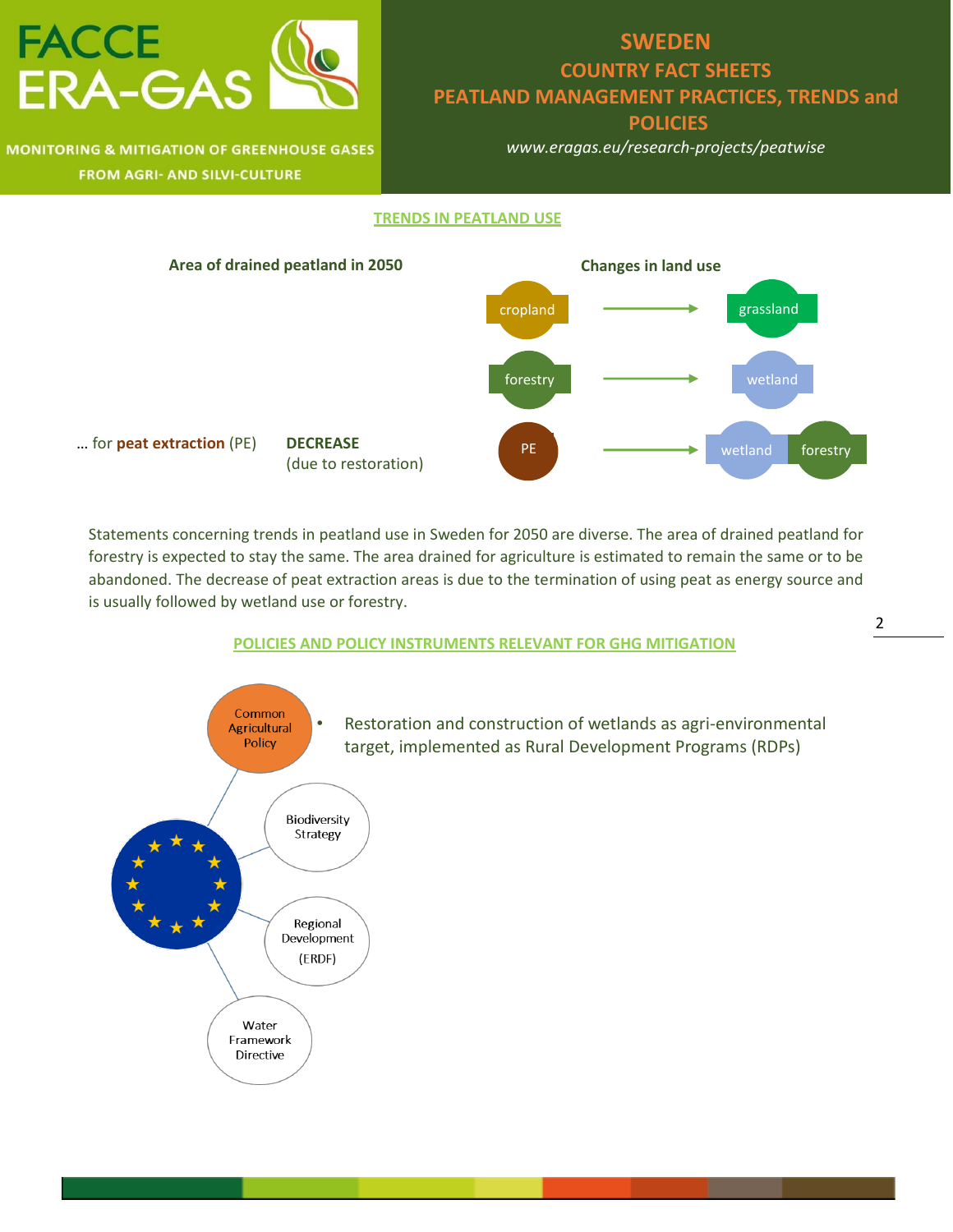# SWEDEN
## COUNTRY FACT SHEETS
## PEATLAND MANAGEMENT PRACTICES, TRENDS and POLICIES

*www.eragas.eu/research-projects/peatwise*

FACCE ERA-GAS

MONITORING & MITIGATION OF GREENHOUSE GASES FROM AGRI- AND SILVI-CULTURE

### TRENDS IN PEATLAND USE

**Area of drained peatland in 2050**

… for **peat extraction** (PE) — **DECREASE** (due to restoration)

**Changes in land use**

- cropland → grassland
- forestry → wetland
- PE → wetland, forestry

Statements concerning trends in peatland use in Sweden for 2050 are diverse. The area of drained peatland for forestry is expected to stay the same. The area drained for agriculture is estimated to remain the same or to be abandoned. The decrease of peat extraction areas is due to the termination of using peat as energy source and is usually followed by wetland use or forestry.

### POLICIES AND POLICY INSTRUMENTS RELEVANT FOR GHG MITIGATION

EU:

- Common Agricultural Policy
- Biodiversity Strategy
- Regional Development (ERDF)
- Water Framework Directive

- Restoration and construction of wetlands as agri-environmental target, implemented as Rural Development Programs (RDPs)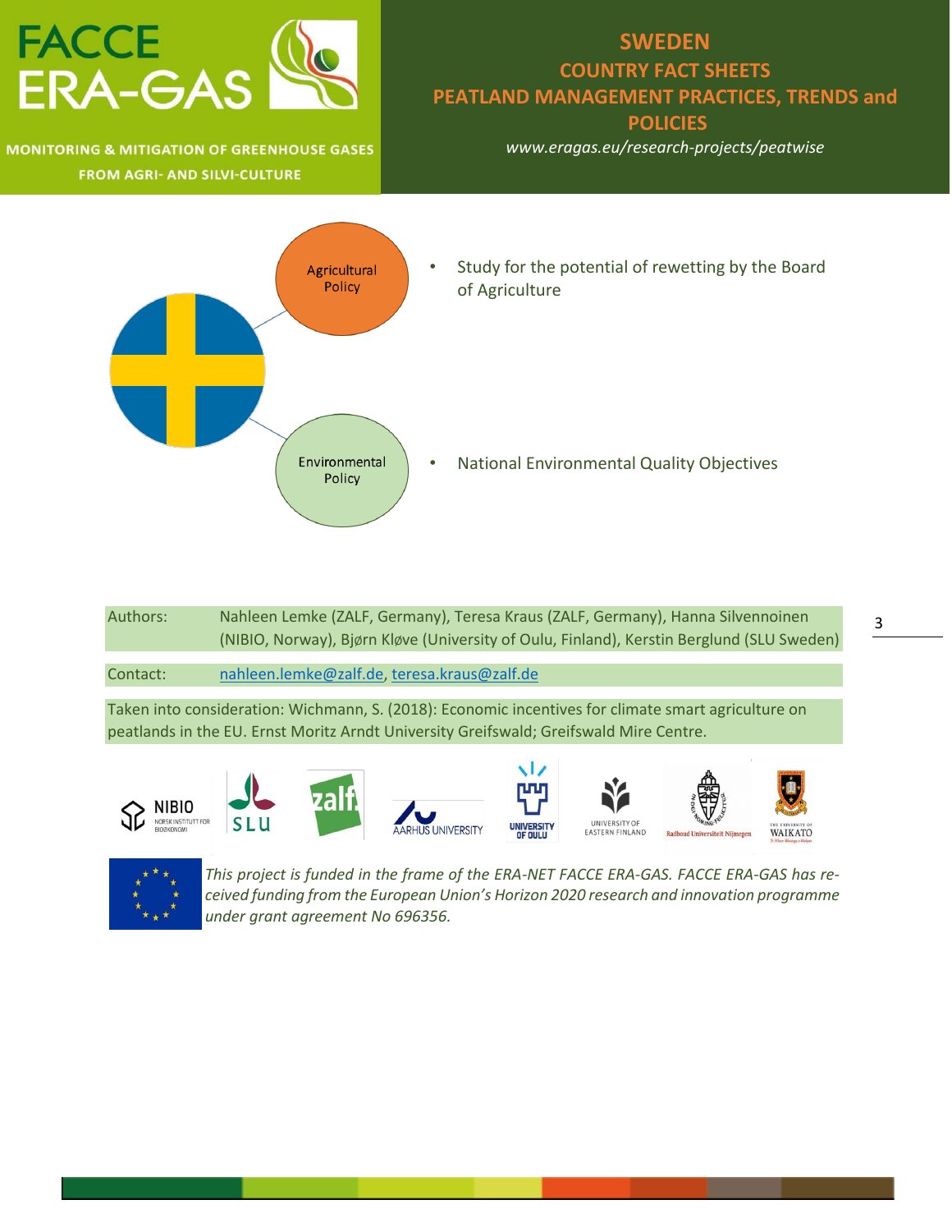# SWEDEN

## COUNTRY FACT SHEETS

## PEATLAND MANAGEMENT PRACTICES, TRENDS and POLICIES

*www.eragas.eu/research-projects/peatwise*

FACCE ERA-GAS

MONITORING & MITIGATION OF GREENHOUSE GASES FROM AGRI- AND SILVI-CULTURE

Agricultural Policy

- Study for the potential of rewetting by the Board of Agriculture

Environmental Policy

- National Environmental Quality Objectives

| | |
|---|---|
| Authors: | Nahleen Lemke (ZALF, Germany), Teresa Kraus (ZALF, Germany), Hanna Silvennoinen (NIBIO, Norway), Bjørn Kløve (University of Oulu, Finland), Kerstin Berglund (SLU Sweden) |
| Contact: | nahleen.lemke@zalf.de, teresa.kraus@zalf.de |

Taken into consideration: Wichmann, S. (2018): Economic incentives for climate smart agriculture on peatlands in the EU. Ernst Moritz Arndt University Greifswald; Greifswald Mire Centre.

*This project is funded in the frame of the ERA-NET FACCE ERA-GAS. FACCE ERA-GAS has received funding from the European Union's Horizon 2020 research and innovation programme under grant agreement No 696356.*